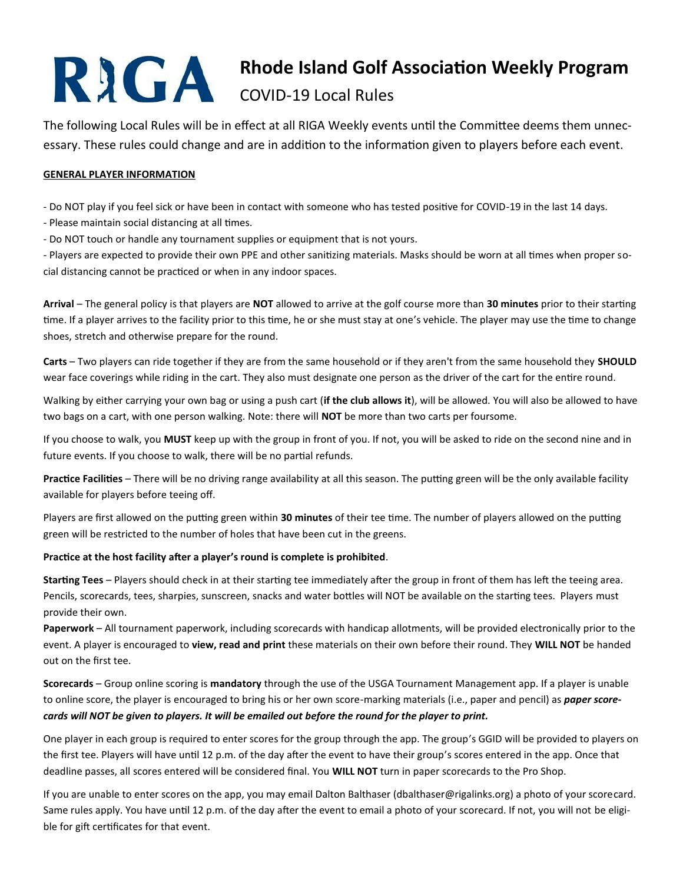# RIGA

# Rhode Island Golf Association Weekly Program

## COVID-19 Local Rules

The following Local Rules will be in effect at all RIGA Weekly events until the Committee deems them unnecessary. These rules could change and are in addition to the information given to players before each event.

**GENERAL PLAYER INFORMATION**

- Do NOT play if you feel sick or have been in contact with someone who has tested positive for COVID-19 in the last 14 days.
- Please maintain social distancing at all times.
- Do NOT touch or handle any tournament supplies or equipment that is not yours.
- Players are expected to provide their own PPE and other sanitizing materials. Masks should be worn at all times when proper social distancing cannot be practiced or when in any indoor spaces.

**Arrival** – The general policy is that players are **NOT** allowed to arrive at the golf course more than **30 minutes** prior to their starting time. If a player arrives to the facility prior to this time, he or she must stay at one's vehicle. The player may use the time to change shoes, stretch and otherwise prepare for the round.

**Carts** – Two players can ride together if they are from the same household or if they aren't from the same household they **SHOULD** wear face coverings while riding in the cart. They also must designate one person as the driver of the cart for the entire round.

Walking by either carrying your own bag or using a push cart (**if the club allows it**), will be allowed. You will also be allowed to have two bags on a cart, with one person walking. Note: there will **NOT** be more than two carts per foursome.

If you choose to walk, you **MUST** keep up with the group in front of you. If not, you will be asked to ride on the second nine and in future events. If you choose to walk, there will be no partial refunds.

**Practice Facilities** – There will be no driving range availability at all this season. The putting green will be the only available facility available for players before teeing off.

Players are first allowed on the putting green within **30 minutes** of their tee time. The number of players allowed on the putting green will be restricted to the number of holes that have been cut in the greens.

**Practice at the host facility after a player's round is complete is prohibited**.

**Starting Tees** – Players should check in at their starting tee immediately after the group in front of them has left the teeing area. Pencils, scorecards, tees, sharpies, sunscreen, snacks and water bottles will NOT be available on the starting tees. Players must provide their own.

**Paperwork** – All tournament paperwork, including scorecards with handicap allotments, will be provided electronically prior to the event. A player is encouraged to **view, read and print** these materials on their own before their round. They **WILL NOT** be handed out on the first tee.

**Scorecards** – Group online scoring is **mandatory** through the use of the USGA Tournament Management app. If a player is unable to online score, the player is encouraged to bring his or her own score-marking materials (i.e., paper and pencil) as ***paper scorecards will NOT be given to players. It will be emailed out before the round for the player to print.***

One player in each group is required to enter scores for the group through the app. The group's GGID will be provided to players on the first tee. Players will have until 12 p.m. of the day after the event to have their group's scores entered in the app. Once that deadline passes, all scores entered will be considered final. You **WILL NOT** turn in paper scorecards to the Pro Shop.

If you are unable to enter scores on the app, you may email Dalton Balthaser (dbalthaser@rigalinks.org) a photo of your scorecard. Same rules apply. You have until 12 p.m. of the day after the event to email a photo of your scorecard. If not, you will not be eligible for gift certificates for that event.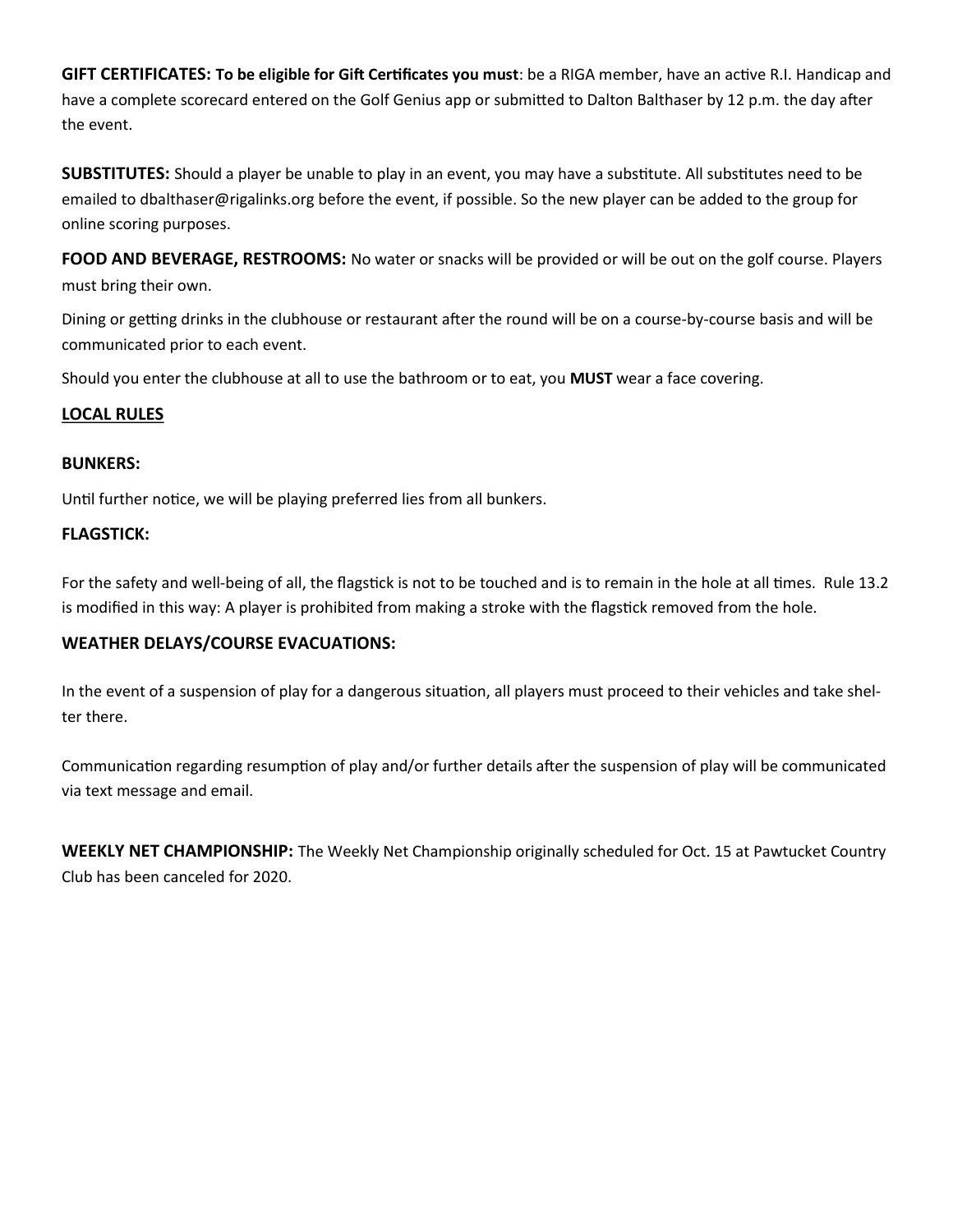**GIFT CERTIFICATES: To be eligible for Gift Certificates you must**: be a RIGA member, have an active R.I. Handicap and have a complete scorecard entered on the Golf Genius app or submitted to Dalton Balthaser by 12 p.m. the day after the event.

**SUBSTITUTES:** Should a player be unable to play in an event, you may have a substitute. All substitutes need to be emailed to dbalthaser@rigalinks.org before the event, if possible. So the new player can be added to the group for online scoring purposes.

**FOOD AND BEVERAGE, RESTROOMS:** No water or snacks will be provided or will be out on the golf course. Players must bring their own.

Dining or getting drinks in the clubhouse or restaurant after the round will be on a course-by-course basis and will be communicated prior to each event.

Should you enter the clubhouse at all to use the bathroom or to eat, you **MUST** wear a face covering.

## LOCAL RULES

### BUNKERS:

Until further notice, we will be playing preferred lies from all bunkers.

### FLAGSTICK:

For the safety and well-being of all, the flagstick is not to be touched and is to remain in the hole at all times. Rule 13.2 is modified in this way: A player is prohibited from making a stroke with the flagstick removed from the hole.

### WEATHER DELAYS/COURSE EVACUATIONS:

In the event of a suspension of play for a dangerous situation, all players must proceed to their vehicles and take shelter there.

Communication regarding resumption of play and/or further details after the suspension of play will be communicated via text message and email.

**WEEKLY NET CHAMPIONSHIP:** The Weekly Net Championship originally scheduled for Oct. 15 at Pawtucket Country Club has been canceled for 2020.